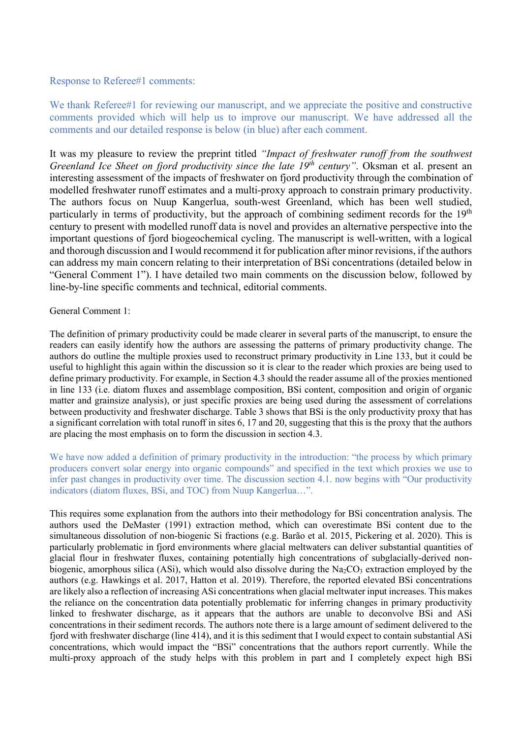Response to Referee#1 comments:

We thank Referee#1 for reviewing our manuscript, and we appreciate the positive and constructive comments provided which will help us to improve our manuscript. We have addressed all the comments and our detailed response is below (in blue) after each comment.

It was my pleasure to review the preprint titled *"Impact of freshwater runoff from the southwest Greenland Ice Sheet on fjord productivity since the late 19th century"*. Oksman et al. present an interesting assessment of the impacts of freshwater on fjord productivity through the combination of modelled freshwater runoff estimates and a multi-proxy approach to constrain primary productivity. The authors focus on Nuup Kangerlua, south-west Greenland, which has been well studied, particularly in terms of productivity, but the approach of combining sediment records for the 19th century to present with modelled runoff data is novel and provides an alternative perspective into the important questions of fjord biogeochemical cycling. The manuscript is well-written, with a logical and thorough discussion and I would recommend it for publication after minor revisions, if the authors can address my main concern relating to their interpretation of BSi concentrations (detailed below in "General Comment 1"). I have detailed two main comments on the discussion below, followed by line-by-line specific comments and technical, editorial comments.

General Comment 1:

The definition of primary productivity could be made clearer in several parts of the manuscript, to ensure the readers can easily identify how the authors are assessing the patterns of primary productivity change. The authors do outline the multiple proxies used to reconstruct primary productivity in Line 133, but it could be useful to highlight this again within the discussion so it is clear to the reader which proxies are being used to define primary productivity. For example, in Section 4.3 should the reader assume all of the proxies mentioned in line 133 (i.e. diatom fluxes and assemblage composition, BSi content, composition and origin of organic matter and grainsize analysis), or just specific proxies are being used during the assessment of correlations between productivity and freshwater discharge. Table 3 shows that BSi is the only productivity proxy that has a significant correlation with total runoff in sites 6, 17 and 20, suggesting that this is the proxy that the authors are placing the most emphasis on to form the discussion in section 4.3.

We have now added a definition of primary productivity in the introduction: "the process by which primary producers convert solar energy into organic compounds" and specified in the text which proxies we use to infer past changes in productivity over time. The discussion section 4.1. now begins with "Our productivity indicators (diatom fluxes, BSi, and TOC) from Nuup Kangerlua…".

This requires some explanation from the authors into their methodology for BSi concentration analysis. The authors used the DeMaster (1991) extraction method, which can overestimate BSi content due to the simultaneous dissolution of non-biogenic Si fractions (e.g. Barão et al. 2015, Pickering et al. 2020). This is particularly problematic in fjord environments where glacial meltwaters can deliver substantial quantities of glacial flour in freshwater fluxes, containing potentially high concentrations of subglacially-derived non-biogenic, amorphous silica (ASi), which would also dissolve during the $Na_2CO_3$ extraction employed by the authors (e.g. Hawkings et al. 2017, Hatton et al. 2019). Therefore, the reported elevated BSi concentrations are likely also a reflection of increasing ASi concentrations when glacial meltwater input increases. This makes the reliance on the concentration data potentially problematic for inferring changes in primary productivity linked to freshwater discharge, as it appears that the authors are unable to deconvolve BSi and ASi concentrations in their sediment records. The authors note there is a large amount of sediment delivered to the fjord with freshwater discharge (line 414), and it is this sediment that I would expect to contain substantial ASi concentrations, which would impact the "BSi" concentrations that the authors report currently. While the multi-proxy approach of the study helps with this problem in part and I completely expect high BSi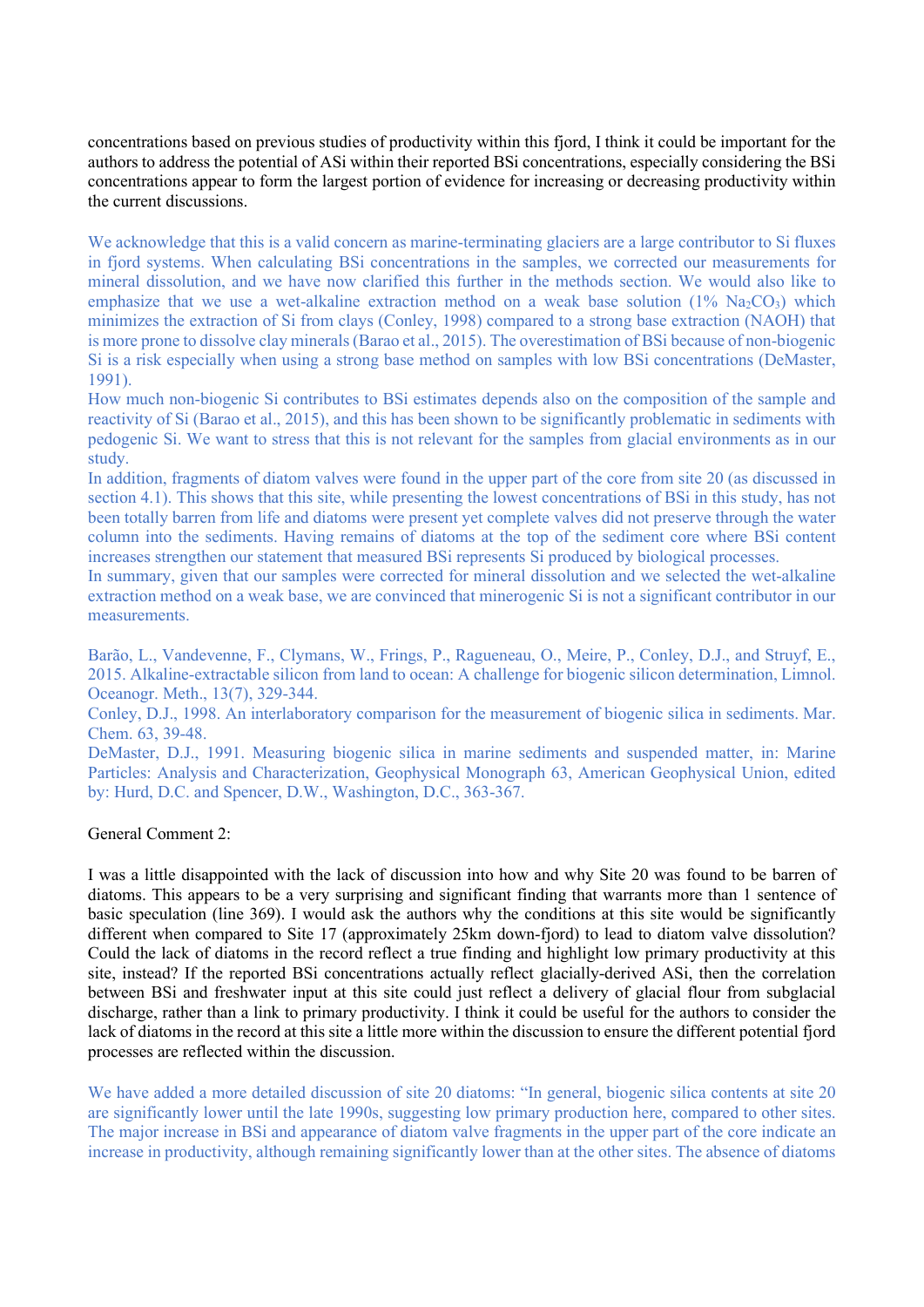concentrations based on previous studies of productivity within this fjord, I think it could be important for the authors to address the potential of ASi within their reported BSi concentrations, especially considering the BSi concentrations appear to form the largest portion of evidence for increasing or decreasing productivity within the current discussions.

We acknowledge that this is a valid concern as marine-terminating glaciers are a large contributor to Si fluxes in fjord systems. When calculating BSi concentrations in the samples, we corrected our measurements for mineral dissolution, and we have now clarified this further in the methods section. We would also like to emphasize that we use a wet-alkaline extraction method on a weak base solution (1% $Na_2CO_3$) which minimizes the extraction of Si from clays (Conley, 1998) compared to a strong base extraction (NAOH) that is more prone to dissolve clay minerals (Barao et al., 2015). The overestimation of BSi because of non-biogenic Si is a risk especially when using a strong base method on samples with low BSi concentrations (DeMaster, 1991).
How much non-biogenic Si contributes to BSi estimates depends also on the composition of the sample and reactivity of Si (Barao et al., 2015), and this has been shown to be significantly problematic in sediments with pedogenic Si. We want to stress that this is not relevant for the samples from glacial environments as in our study.
In addition, fragments of diatom valves were found in the upper part of the core from site 20 (as discussed in section 4.1). This shows that this site, while presenting the lowest concentrations of BSi in this study, has not been totally barren from life and diatoms were present yet complete valves did not preserve through the water column into the sediments. Having remains of diatoms at the top of the sediment core where BSi content increases strengthen our statement that measured BSi represents Si produced by biological processes.
In summary, given that our samples were corrected for mineral dissolution and we selected the wet-alkaline extraction method on a weak base, we are convinced that minerogenic Si is not a significant contributor in our measurements.

Barão, L., Vandevenne, F., Clymans, W., Frings, P., Ragueneau, O., Meire, P., Conley, D.J., and Struyf, E., 2015. Alkaline-extractable silicon from land to ocean: A challenge for biogenic silicon determination, Limnol. Oceanogr. Meth., 13(7), 329-344.
Conley, D.J., 1998. An interlaboratory comparison for the measurement of biogenic silica in sediments. Mar. Chem. 63, 39-48.
DeMaster, D.J., 1991. Measuring biogenic silica in marine sediments and suspended matter, in: Marine Particles: Analysis and Characterization, Geophysical Monograph 63, American Geophysical Union, edited by: Hurd, D.C. and Spencer, D.W., Washington, D.C., 363-367.

General Comment 2:

I was a little disappointed with the lack of discussion into how and why Site 20 was found to be barren of diatoms. This appears to be a very surprising and significant finding that warrants more than 1 sentence of basic speculation (line 369). I would ask the authors why the conditions at this site would be significantly different when compared to Site 17 (approximately 25km down-fjord) to lead to diatom valve dissolution? Could the lack of diatoms in the record reflect a true finding and highlight low primary productivity at this site, instead? If the reported BSi concentrations actually reflect glacially-derived ASi, then the correlation between BSi and freshwater input at this site could just reflect a delivery of glacial flour from subglacial discharge, rather than a link to primary productivity. I think it could be useful for the authors to consider the lack of diatoms in the record at this site a little more within the discussion to ensure the different potential fjord processes are reflected within the discussion.

We have added a more detailed discussion of site 20 diatoms: "In general, biogenic silica contents at site 20 are significantly lower until the late 1990s, suggesting low primary production here, compared to other sites. The major increase in BSi and appearance of diatom valve fragments in the upper part of the core indicate an increase in productivity, although remaining significantly lower than at the other sites. The absence of diatoms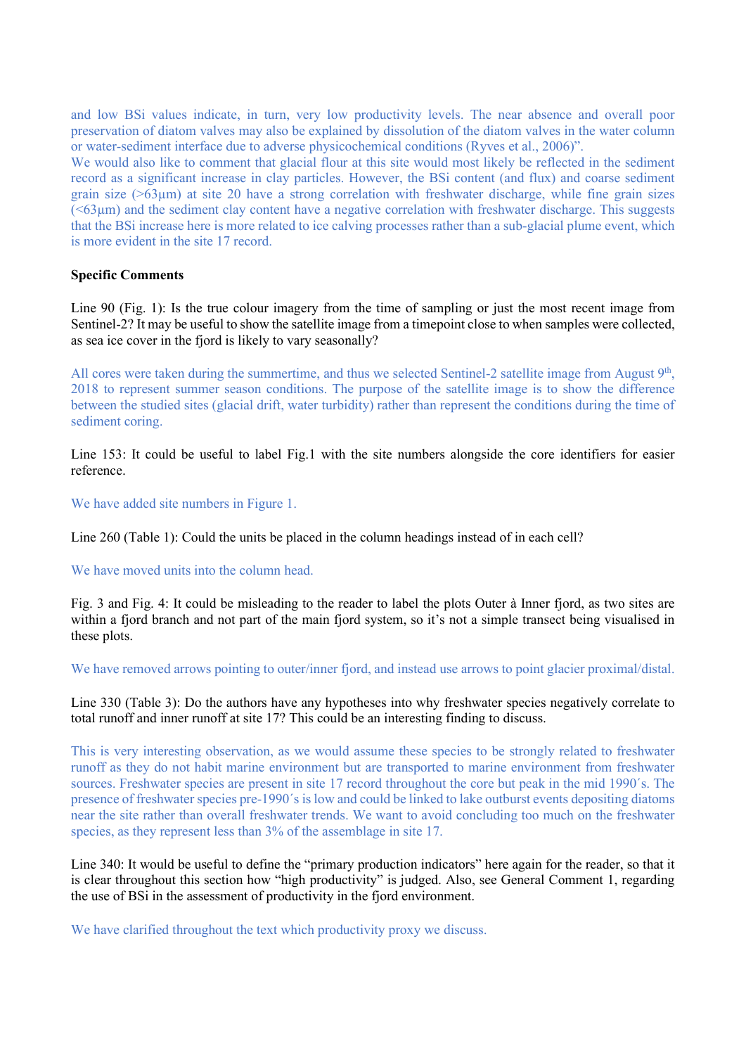and low BSi values indicate, in turn, very low productivity levels. The near absence and overall poor preservation of diatom valves may also be explained by dissolution of the diatom valves in the water column or water-sediment interface due to adverse physicochemical conditions (Ryves et al., 2006)".

We would also like to comment that glacial flour at this site would most likely be reflected in the sediment record as a significant increase in clay particles. However, the BSi content (and flux) and coarse sediment grain size (>63µm) at site 20 have a strong correlation with freshwater discharge, while fine grain sizes (<63µm) and the sediment clay content have a negative correlation with freshwater discharge. This suggests that the BSi increase here is more related to ice calving processes rather than a sub-glacial plume event, which is more evident in the site 17 record.

**Specific Comments**

Line 90 (Fig. 1): Is the true colour imagery from the time of sampling or just the most recent image from Sentinel-2? It may be useful to show the satellite image from a timepoint close to when samples were collected, as sea ice cover in the fjord is likely to vary seasonally?

All cores were taken during the summertime, and thus we selected Sentinel-2 satellite image from August 9th, 2018 to represent summer season conditions. The purpose of the satellite image is to show the difference between the studied sites (glacial drift, water turbidity) rather than represent the conditions during the time of sediment coring.

Line 153: It could be useful to label Fig.1 with the site numbers alongside the core identifiers for easier reference.

We have added site numbers in Figure 1.

Line 260 (Table 1): Could the units be placed in the column headings instead of in each cell?

We have moved units into the column head.

Fig. 3 and Fig. 4: It could be misleading to the reader to label the plots Outer à Inner fjord, as two sites are within a fjord branch and not part of the main fjord system, so it's not a simple transect being visualised in these plots.

We have removed arrows pointing to outer/inner fjord, and instead use arrows to point glacier proximal/distal.

Line 330 (Table 3): Do the authors have any hypotheses into why freshwater species negatively correlate to total runoff and inner runoff at site 17? This could be an interesting finding to discuss.

This is very interesting observation, as we would assume these species to be strongly related to freshwater runoff as they do not habit marine environment but are transported to marine environment from freshwater sources. Freshwater species are present in site 17 record throughout the core but peak in the mid 1990´s. The presence of freshwater species pre-1990´s is low and could be linked to lake outburst events depositing diatoms near the site rather than overall freshwater trends. We want to avoid concluding too much on the freshwater species, as they represent less than 3% of the assemblage in site 17.

Line 340: It would be useful to define the "primary production indicators" here again for the reader, so that it is clear throughout this section how "high productivity" is judged. Also, see General Comment 1, regarding the use of BSi in the assessment of productivity in the fjord environment.

We have clarified throughout the text which productivity proxy we discuss.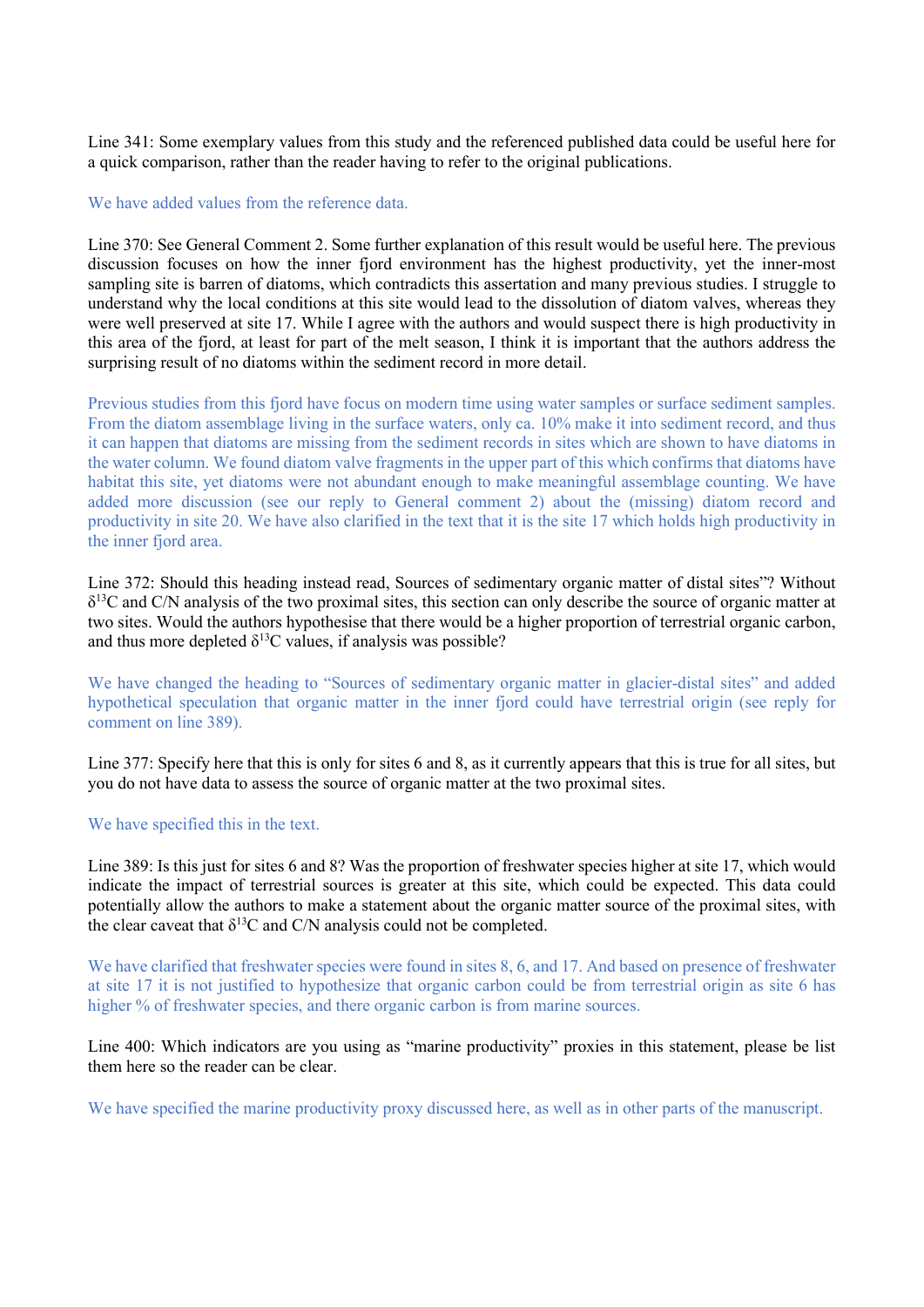Line 341: Some exemplary values from this study and the referenced published data could be useful here for a quick comparison, rather than the reader having to refer to the original publications.

We have added values from the reference data.

Line 370: See General Comment 2. Some further explanation of this result would be useful here. The previous discussion focuses on how the inner fjord environment has the highest productivity, yet the inner-most sampling site is barren of diatoms, which contradicts this assertation and many previous studies. I struggle to understand why the local conditions at this site would lead to the dissolution of diatom valves, whereas they were well preserved at site 17. While I agree with the authors and would suspect there is high productivity in this area of the fjord, at least for part of the melt season, I think it is important that the authors address the surprising result of no diatoms within the sediment record in more detail.

Previous studies from this fjord have focus on modern time using water samples or surface sediment samples. From the diatom assemblage living in the surface waters, only ca. 10% make it into sediment record, and thus it can happen that diatoms are missing from the sediment records in sites which are shown to have diatoms in the water column. We found diatom valve fragments in the upper part of this which confirms that diatoms have habitat this site, yet diatoms were not abundant enough to make meaningful assemblage counting. We have added more discussion (see our reply to General comment 2) about the (missing) diatom record and productivity in site 20. We have also clarified in the text that it is the site 17 which holds high productivity in the inner fjord area.

Line 372: Should this heading instead read, Sources of sedimentary organic matter of distal sites"? Without $\delta^{13}C$ and C/N analysis of the two proximal sites, this section can only describe the source of organic matter at two sites. Would the authors hypothesise that there would be a higher proportion of terrestrial organic carbon, and thus more depleted $\delta^{13}C$ values, if analysis was possible?

We have changed the heading to "Sources of sedimentary organic matter in glacier-distal sites" and added hypothetical speculation that organic matter in the inner fjord could have terrestrial origin (see reply for comment on line 389).

Line 377: Specify here that this is only for sites 6 and 8, as it currently appears that this is true for all sites, but you do not have data to assess the source of organic matter at the two proximal sites.

We have specified this in the text.

Line 389: Is this just for sites 6 and 8? Was the proportion of freshwater species higher at site 17, which would indicate the impact of terrestrial sources is greater at this site, which could be expected. This data could potentially allow the authors to make a statement about the organic matter source of the proximal sites, with the clear caveat that $\delta^{13}C$ and C/N analysis could not be completed.

We have clarified that freshwater species were found in sites 8, 6, and 17. And based on presence of freshwater at site 17 it is not justified to hypothesize that organic carbon could be from terrestrial origin as site 6 has higher % of freshwater species, and there organic carbon is from marine sources.

Line 400: Which indicators are you using as "marine productivity" proxies in this statement, please be list them here so the reader can be clear.

We have specified the marine productivity proxy discussed here, as well as in other parts of the manuscript.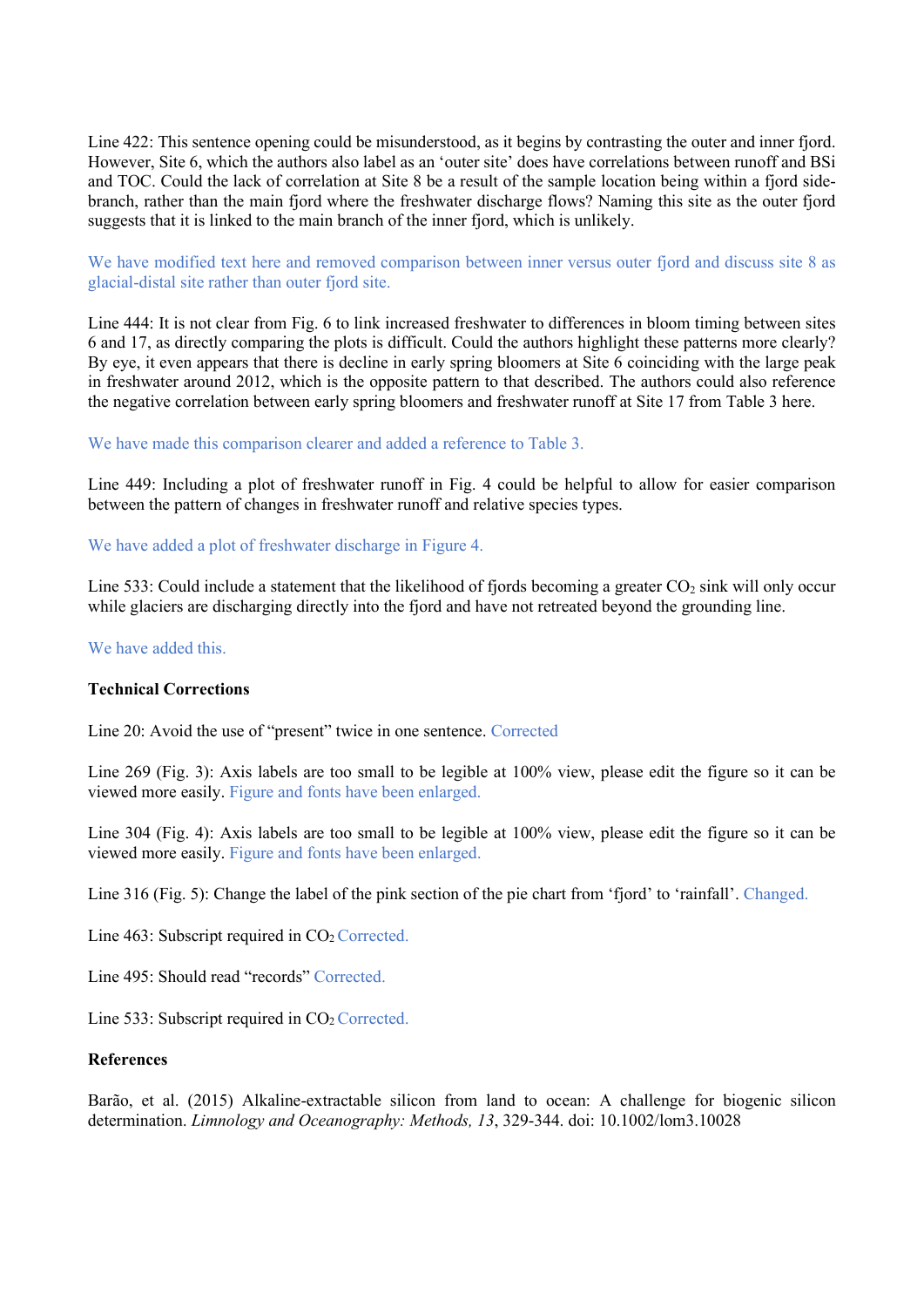Line 422: This sentence opening could be misunderstood, as it begins by contrasting the outer and inner fjord. However, Site 6, which the authors also label as an 'outer site' does have correlations between runoff and BSi and TOC. Could the lack of correlation at Site 8 be a result of the sample location being within a fjord side-branch, rather than the main fjord where the freshwater discharge flows? Naming this site as the outer fjord suggests that it is linked to the main branch of the inner fjord, which is unlikely.

We have modified text here and removed comparison between inner versus outer fjord and discuss site 8 as glacial-distal site rather than outer fjord site.

Line 444: It is not clear from Fig. 6 to link increased freshwater to differences in bloom timing between sites 6 and 17, as directly comparing the plots is difficult. Could the authors highlight these patterns more clearly? By eye, it even appears that there is decline in early spring bloomers at Site 6 coinciding with the large peak in freshwater around 2012, which is the opposite pattern to that described. The authors could also reference the negative correlation between early spring bloomers and freshwater runoff at Site 17 from Table 3 here.

We have made this comparison clearer and added a reference to Table 3.

Line 449: Including a plot of freshwater runoff in Fig. 4 could be helpful to allow for easier comparison between the pattern of changes in freshwater runoff and relative species types.

We have added a plot of freshwater discharge in Figure 4.

Line 533: Could include a statement that the likelihood of fjords becoming a greater $CO_2$ sink will only occur while glaciers are discharging directly into the fjord and have not retreated beyond the grounding line.

We have added this.

**Technical Corrections**

Line 20: Avoid the use of "present" twice in one sentence. Corrected

Line 269 (Fig. 3): Axis labels are too small to be legible at 100% view, please edit the figure so it can be viewed more easily. Figure and fonts have been enlarged.

Line 304 (Fig. 4): Axis labels are too small to be legible at 100% view, please edit the figure so it can be viewed more easily. Figure and fonts have been enlarged.

Line 316 (Fig. 5): Change the label of the pink section of the pie chart from 'fjord' to 'rainfall'. Changed.

Line 463: Subscript required in $CO_2$ Corrected.

Line 495: Should read "records" Corrected.

Line 533: Subscript required in $CO_2$ Corrected.

**References**

Barão, et al. (2015) Alkaline-extractable silicon from land to ocean: A challenge for biogenic silicon determination. *Limnology and Oceanography: Methods, 13*, 329-344. doi: 10.1002/lom3.10028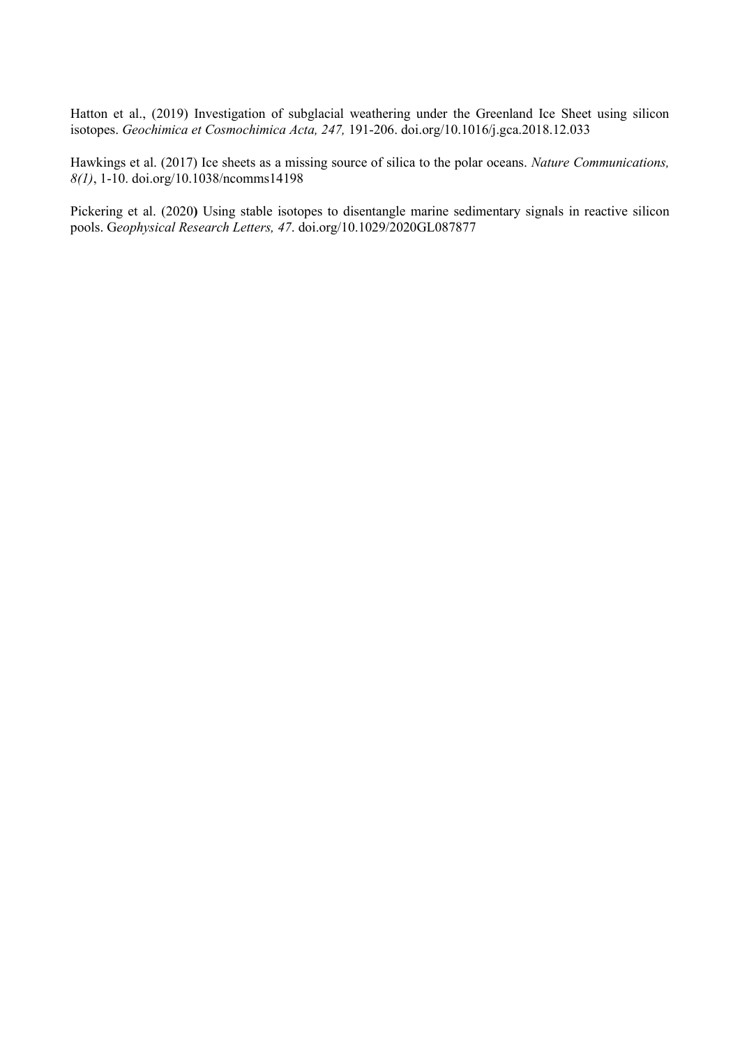Hatton et al., (2019) Investigation of subglacial weathering under the Greenland Ice Sheet using silicon isotopes. *Geochimica et Cosmochimica Acta, 247,* 191-206. doi.org/10.1016/j.gca.2018.12.033

Hawkings et al. (2017) Ice sheets as a missing source of silica to the polar oceans. *Nature Communications, 8(1)*, 1-10. doi.org/10.1038/ncomms14198

Pickering et al. (2020**)** Using stable isotopes to disentangle marine sedimentary signals in reactive silicon pools. G*eophysical Research Letters, 47*. doi.org/10.1029/2020GL087877